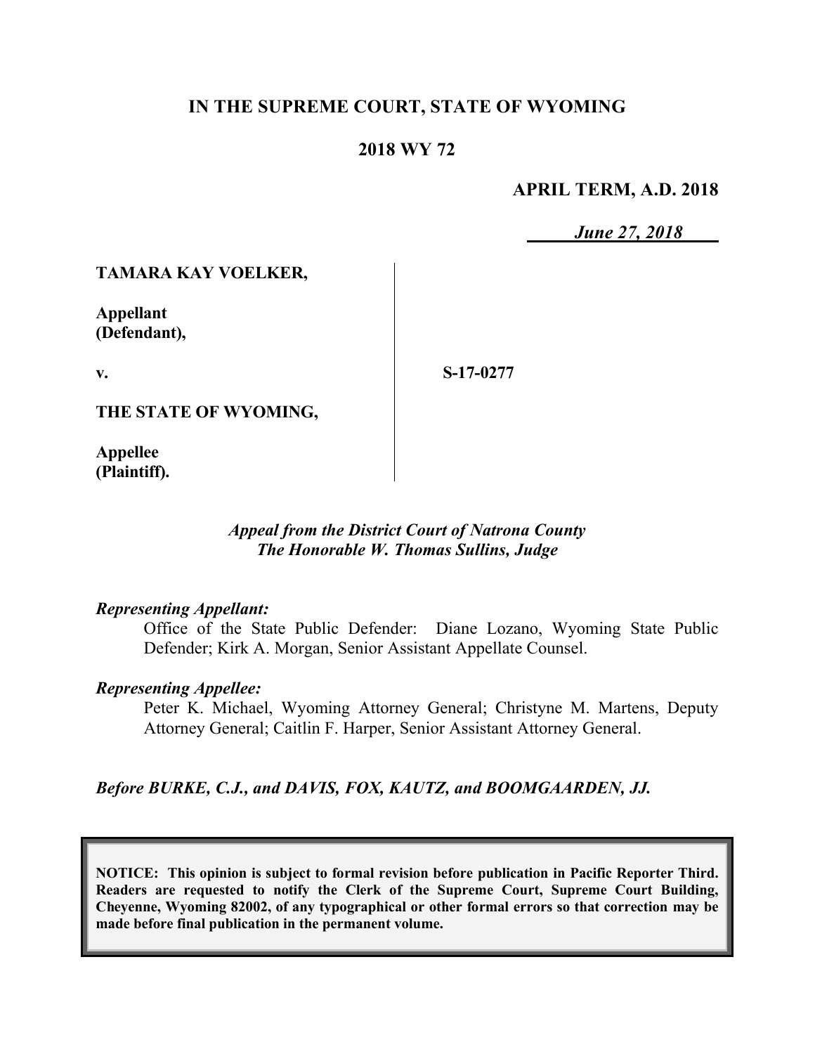**IN THE SUPREME COURT, STATE OF WYOMING**

**2018 WY 72**

**APRIL TERM, A.D. 2018**

***June 27, 2018***

| | |
|---|---|
| **TAMARA KAY VOELKER,**<br><br>**Appellant (Defendant),**<br><br>**v.**<br><br>**THE STATE OF WYOMING,**<br><br>**Appellee (Plaintiff).** | **S-17-0277** |

***Appeal from the District Court of Natrona County***
***The Honorable W. Thomas Sullins, Judge***

***Representing Appellant:***

Office of the State Public Defender: Diane Lozano, Wyoming State Public Defender; Kirk A. Morgan, Senior Assistant Appellate Counsel.

***Representing Appellee:***

Peter K. Michael, Wyoming Attorney General; Christyne M. Martens, Deputy Attorney General; Caitlin F. Harper, Senior Assistant Attorney General.

***Before BURKE, C.J., and DAVIS, FOX, KAUTZ, and BOOMGAARDEN, JJ.***

**NOTICE: This opinion is subject to formal revision before publication in Pacific Reporter Third. Readers are requested to notify the Clerk of the Supreme Court, Supreme Court Building, Cheyenne, Wyoming 82002, of any typographical or other formal errors so that correction may be made before final publication in the permanent volume.**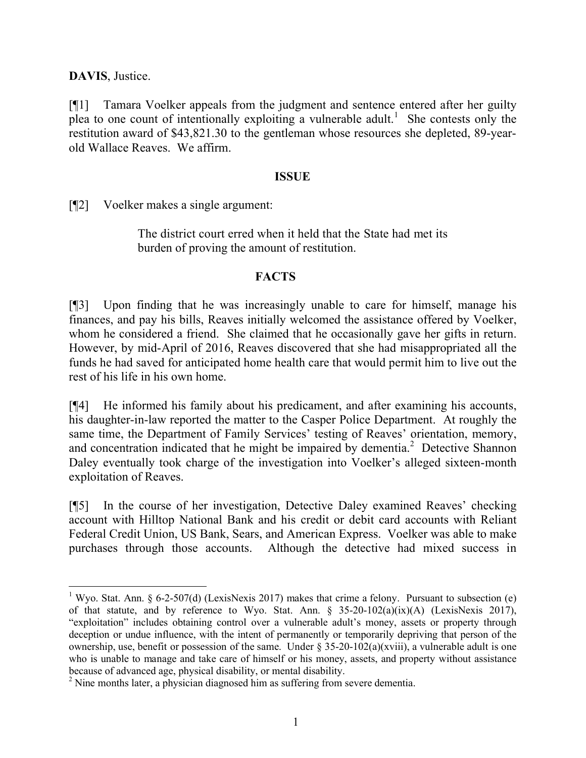**DAVIS**, Justice.

[¶1] Tamara Voelker appeals from the judgment and sentence entered after her guilty plea to one count of intentionally exploiting a vulnerable adult.[1] She contests only the restitution award of $43,821.30 to the gentleman whose resources she depleted, 89-year-old Wallace Reaves. We affirm.

## ISSUE

[¶2] Voelker makes a single argument:

> The district court erred when it held that the State had met its burden of proving the amount of restitution.

## FACTS

[¶3] Upon finding that he was increasingly unable to care for himself, manage his finances, and pay his bills, Reaves initially welcomed the assistance offered by Voelker, whom he considered a friend. She claimed that he occasionally gave her gifts in return. However, by mid-April of 2016, Reaves discovered that she had misappropriated all the funds he had saved for anticipated home health care that would permit him to live out the rest of his life in his own home.

[¶4] He informed his family about his predicament, and after examining his accounts, his daughter-in-law reported the matter to the Casper Police Department. At roughly the same time, the Department of Family Services' testing of Reaves' orientation, memory, and concentration indicated that he might be impaired by dementia.[2] Detective Shannon Daley eventually took charge of the investigation into Voelker's alleged sixteen-month exploitation of Reaves.

[¶5] In the course of her investigation, Detective Daley examined Reaves' checking account with Hilltop National Bank and his credit or debit card accounts with Reliant Federal Credit Union, US Bank, Sears, and American Express. Voelker was able to make purchases through those accounts. Although the detective had mixed success in

---

[1] Wyo. Stat. Ann. § 6-2-507(d) (LexisNexis 2017) makes that crime a felony. Pursuant to subsection (e) of that statute, and by reference to Wyo. Stat. Ann. § 35-20-102(a)(ix)(A) (LexisNexis 2017), "exploitation" includes obtaining control over a vulnerable adult's money, assets or property through deception or undue influence, with the intent of permanently or temporarily depriving that person of the ownership, use, benefit or possession of the same. Under § 35-20-102(a)(xviii), a vulnerable adult is one who is unable to manage and take care of himself or his money, assets, and property without assistance because of advanced age, physical disability, or mental disability.

[2] Nine months later, a physician diagnosed him as suffering from severe dementia.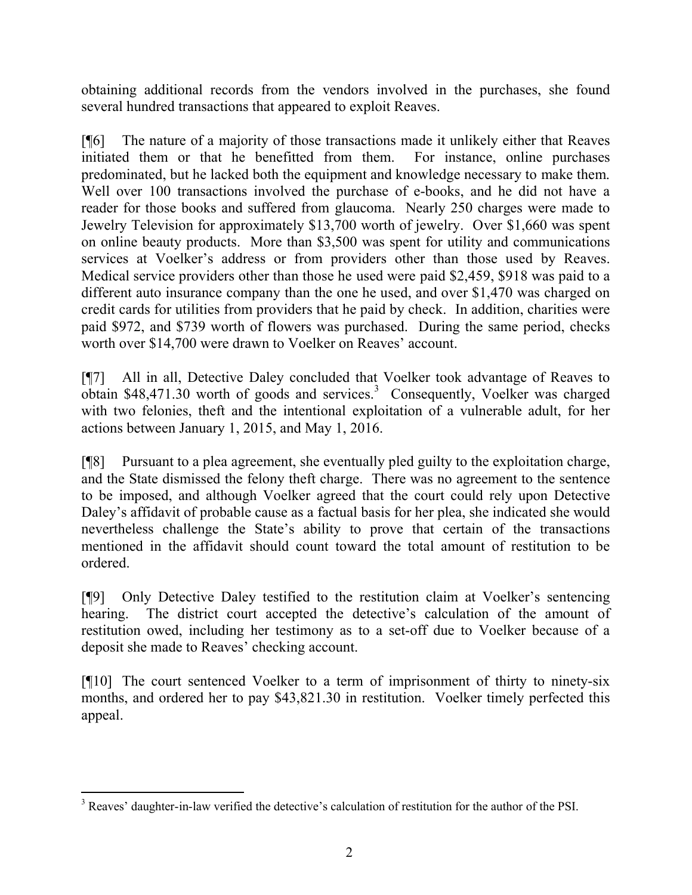obtaining additional records from the vendors involved in the purchases, she found several hundred transactions that appeared to exploit Reaves.

[¶6] The nature of a majority of those transactions made it unlikely either that Reaves initiated them or that he benefitted from them. For instance, online purchases predominated, but he lacked both the equipment and knowledge necessary to make them. Well over 100 transactions involved the purchase of e-books, and he did not have a reader for those books and suffered from glaucoma. Nearly 250 charges were made to Jewelry Television for approximately $13,700 worth of jewelry. Over $1,660 was spent on online beauty products. More than $3,500 was spent for utility and communications services at Voelker's address or from providers other than those used by Reaves. Medical service providers other than those he used were paid $2,459, $918 was paid to a different auto insurance company than the one he used, and over $1,470 was charged on credit cards for utilities from providers that he paid by check. In addition, charities were paid $972, and $739 worth of flowers was purchased. During the same period, checks worth over $14,700 were drawn to Voelker on Reaves' account.

[¶7] All in all, Detective Daley concluded that Voelker took advantage of Reaves to obtain $48,471.30 worth of goods and services.[3] Consequently, Voelker was charged with two felonies, theft and the intentional exploitation of a vulnerable adult, for her actions between January 1, 2015, and May 1, 2016.

[¶8] Pursuant to a plea agreement, she eventually pled guilty to the exploitation charge, and the State dismissed the felony theft charge. There was no agreement to the sentence to be imposed, and although Voelker agreed that the court could rely upon Detective Daley's affidavit of probable cause as a factual basis for her plea, she indicated she would nevertheless challenge the State's ability to prove that certain of the transactions mentioned in the affidavit should count toward the total amount of restitution to be ordered.

[¶9] Only Detective Daley testified to the restitution claim at Voelker's sentencing hearing. The district court accepted the detective's calculation of the amount of restitution owed, including her testimony as to a set-off due to Voelker because of a deposit she made to Reaves' checking account.

[¶10] The court sentenced Voelker to a term of imprisonment of thirty to ninety-six months, and ordered her to pay $43,821.30 in restitution. Voelker timely perfected this appeal.

---

[3] Reaves' daughter-in-law verified the detective's calculation of restitution for the author of the PSI.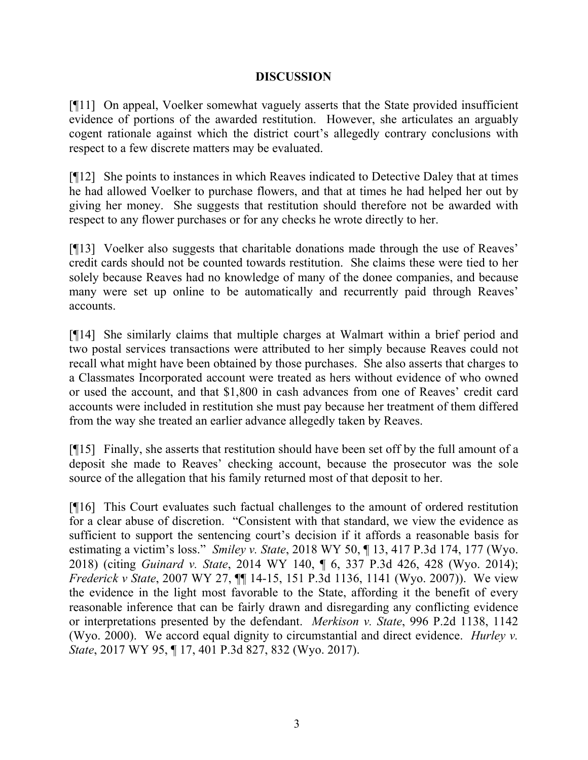## DISCUSSION

[¶11] On appeal, Voelker somewhat vaguely asserts that the State provided insufficient evidence of portions of the awarded restitution. However, she articulates an arguably cogent rationale against which the district court's allegedly contrary conclusions with respect to a few discrete matters may be evaluated.

[¶12] She points to instances in which Reaves indicated to Detective Daley that at times he had allowed Voelker to purchase flowers, and that at times he had helped her out by giving her money. She suggests that restitution should therefore not be awarded with respect to any flower purchases or for any checks he wrote directly to her.

[¶13] Voelker also suggests that charitable donations made through the use of Reaves' credit cards should not be counted towards restitution. She claims these were tied to her solely because Reaves had no knowledge of many of the donee companies, and because many were set up online to be automatically and recurrently paid through Reaves' accounts.

[¶14] She similarly claims that multiple charges at Walmart within a brief period and two postal services transactions were attributed to her simply because Reaves could not recall what might have been obtained by those purchases. She also asserts that charges to a Classmates Incorporated account were treated as hers without evidence of who owned or used the account, and that $1,800 in cash advances from one of Reaves' credit card accounts were included in restitution she must pay because her treatment of them differed from the way she treated an earlier advance allegedly taken by Reaves.

[¶15] Finally, she asserts that restitution should have been set off by the full amount of a deposit she made to Reaves' checking account, because the prosecutor was the sole source of the allegation that his family returned most of that deposit to her.

[¶16] This Court evaluates such factual challenges to the amount of ordered restitution for a clear abuse of discretion. "Consistent with that standard, we view the evidence as sufficient to support the sentencing court's decision if it affords a reasonable basis for estimating a victim's loss." *Smiley v. State*, 2018 WY 50, ¶ 13, 417 P.3d 174, 177 (Wyo. 2018) (citing *Guinard v. State*, 2014 WY 140, ¶ 6, 337 P.3d 426, 428 (Wyo. 2014); *Frederick v State*, 2007 WY 27, ¶¶ 14-15, 151 P.3d 1136, 1141 (Wyo. 2007)). We view the evidence in the light most favorable to the State, affording it the benefit of every reasonable inference that can be fairly drawn and disregarding any conflicting evidence or interpretations presented by the defendant. *Merkison v. State*, 996 P.2d 1138, 1142 (Wyo. 2000). We accord equal dignity to circumstantial and direct evidence. *Hurley v. State*, 2017 WY 95, ¶ 17, 401 P.3d 827, 832 (Wyo. 2017).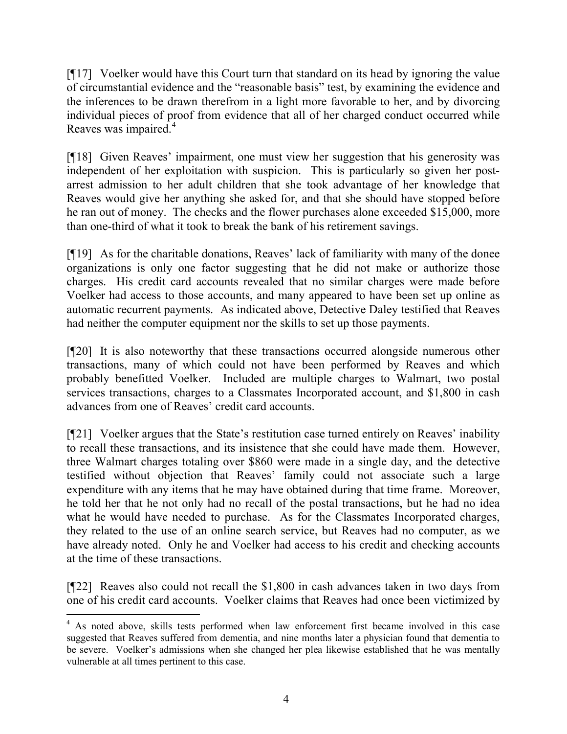[¶17] Voelker would have this Court turn that standard on its head by ignoring the value of circumstantial evidence and the "reasonable basis" test, by examining the evidence and the inferences to be drawn therefrom in a light more favorable to her, and by divorcing individual pieces of proof from evidence that all of her charged conduct occurred while Reaves was impaired.[4]

[¶18] Given Reaves' impairment, one must view her suggestion that his generosity was independent of her exploitation with suspicion. This is particularly so given her post-arrest admission to her adult children that she took advantage of her knowledge that Reaves would give her anything she asked for, and that she should have stopped before he ran out of money. The checks and the flower purchases alone exceeded $15,000, more than one-third of what it took to break the bank of his retirement savings.

[¶19] As for the charitable donations, Reaves' lack of familiarity with many of the donee organizations is only one factor suggesting that he did not make or authorize those charges. His credit card accounts revealed that no similar charges were made before Voelker had access to those accounts, and many appeared to have been set up online as automatic recurrent payments. As indicated above, Detective Daley testified that Reaves had neither the computer equipment nor the skills to set up those payments.

[¶20] It is also noteworthy that these transactions occurred alongside numerous other transactions, many of which could not have been performed by Reaves and which probably benefitted Voelker. Included are multiple charges to Walmart, two postal services transactions, charges to a Classmates Incorporated account, and $1,800 in cash advances from one of Reaves' credit card accounts.

[¶21] Voelker argues that the State's restitution case turned entirely on Reaves' inability to recall these transactions, and its insistence that she could have made them. However, three Walmart charges totaling over $860 were made in a single day, and the detective testified without objection that Reaves' family could not associate such a large expenditure with any items that he may have obtained during that time frame. Moreover, he told her that he not only had no recall of the postal transactions, but he had no idea what he would have needed to purchase. As for the Classmates Incorporated charges, they related to the use of an online search service, but Reaves had no computer, as we have already noted. Only he and Voelker had access to his credit and checking accounts at the time of these transactions.

[¶22] Reaves also could not recall the $1,800 in cash advances taken in two days from one of his credit card accounts. Voelker claims that Reaves had once been victimized by

---

[4] As noted above, skills tests performed when law enforcement first became involved in this case suggested that Reaves suffered from dementia, and nine months later a physician found that dementia to be severe. Voelker's admissions when she changed her plea likewise established that he was mentally vulnerable at all times pertinent to this case.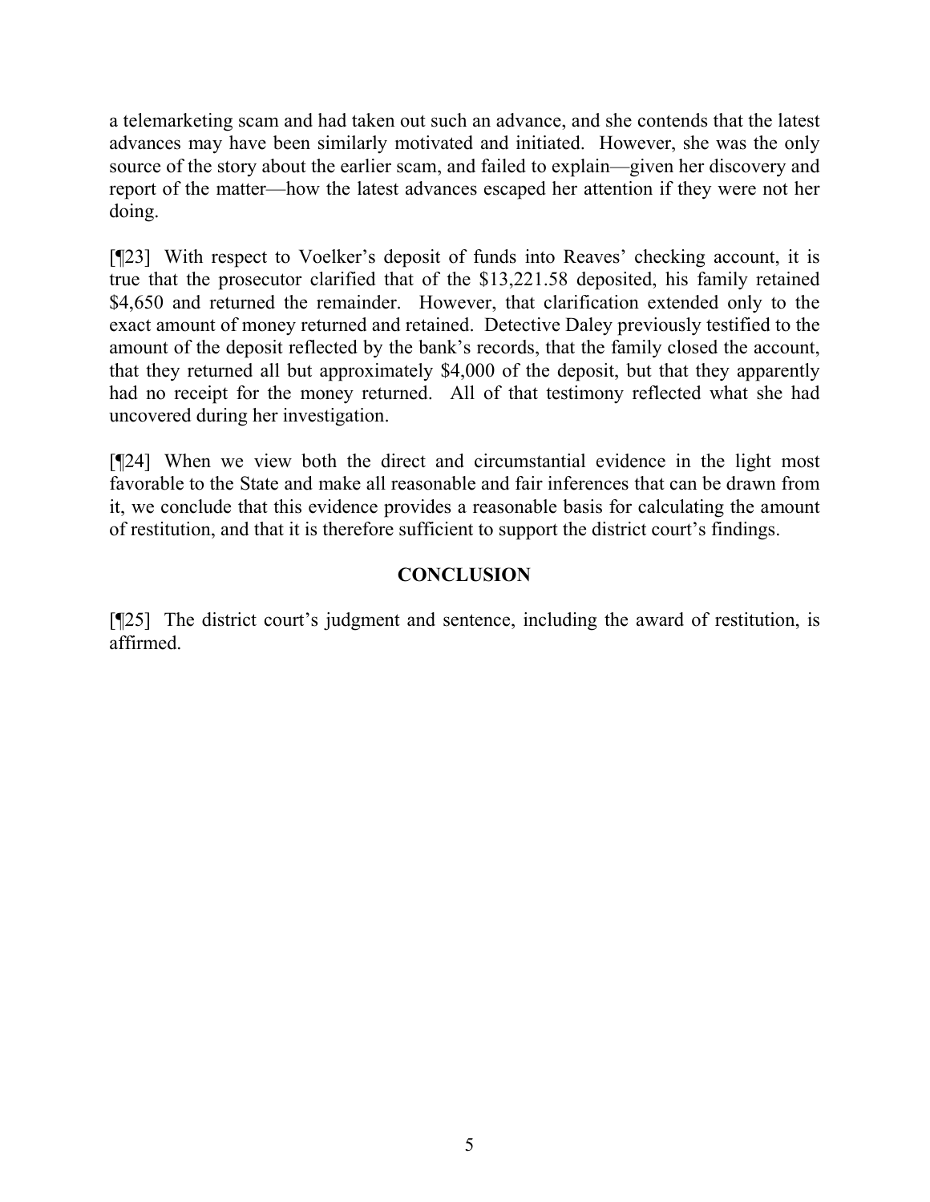a telemarketing scam and had taken out such an advance, and she contends that the latest advances may have been similarly motivated and initiated. However, she was the only source of the story about the earlier scam, and failed to explain—given her discovery and report of the matter—how the latest advances escaped her attention if they were not her doing.

[¶23] With respect to Voelker's deposit of funds into Reaves' checking account, it is true that the prosecutor clarified that of the $13,221.58 deposited, his family retained $4,650 and returned the remainder. However, that clarification extended only to the exact amount of money returned and retained. Detective Daley previously testified to the amount of the deposit reflected by the bank's records, that the family closed the account, that they returned all but approximately $4,000 of the deposit, but that they apparently had no receipt for the money returned. All of that testimony reflected what she had uncovered during her investigation.

[¶24] When we view both the direct and circumstantial evidence in the light most favorable to the State and make all reasonable and fair inferences that can be drawn from it, we conclude that this evidence provides a reasonable basis for calculating the amount of restitution, and that it is therefore sufficient to support the district court's findings.

## CONCLUSION

[¶25] The district court's judgment and sentence, including the award of restitution, is affirmed.